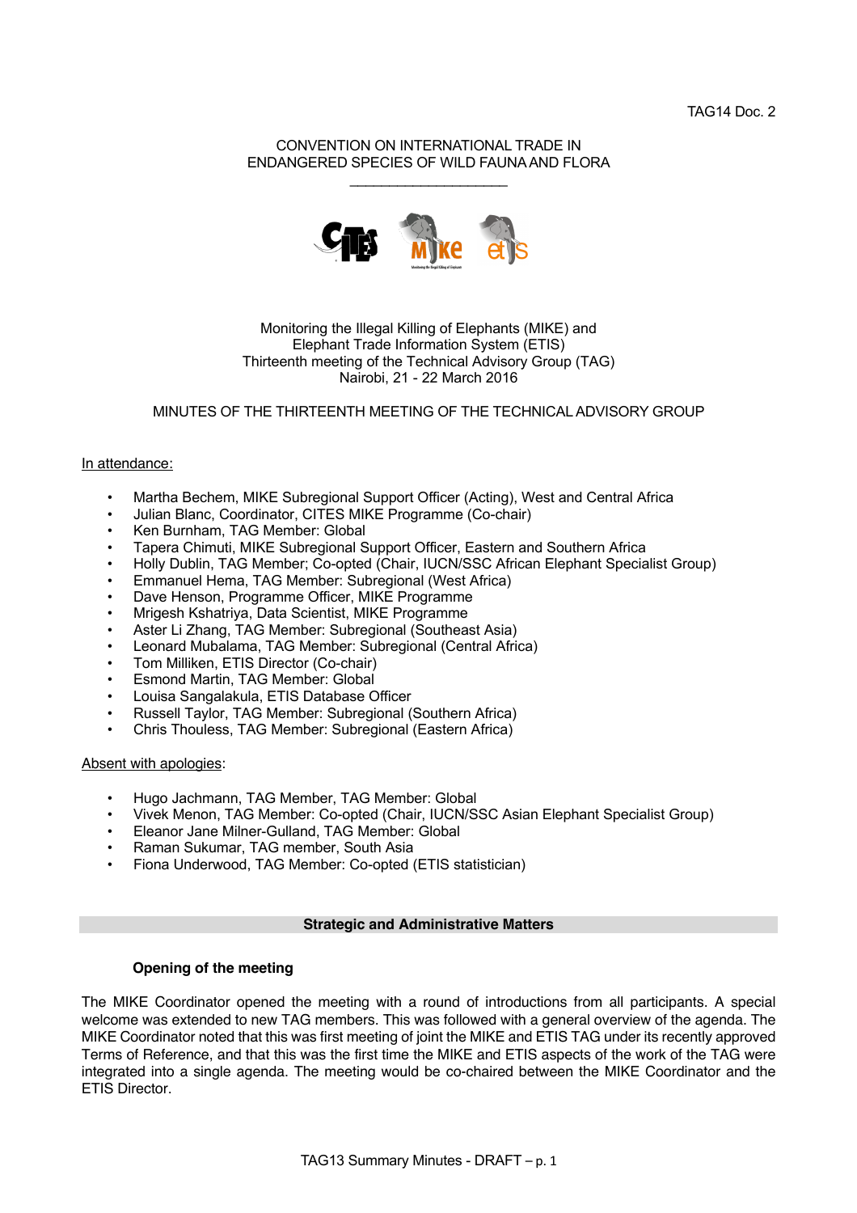TAG14 Doc. 2

CONVENTION ON INTERNATIONAL TRADE IN
ENDANGERED SPECIES OF WILD FAUNA AND FLORA

Monitoring the Illegal Killing of Elephants (MIKE) and
Elephant Trade Information System (ETIS)
Thirteenth meeting of the Technical Advisory Group (TAG)
Nairobi, 21 - 22 March 2016

# MINUTES OF THE THIRTEENTH MEETING OF THE TECHNICAL ADVISORY GROUP

In attendance:

- Martha Bechem, MIKE Subregional Support Officer (Acting), West and Central Africa
- Julian Blanc, Coordinator, CITES MIKE Programme (Co-chair)
- Ken Burnham, TAG Member: Global
- Tapera Chimuti, MIKE Subregional Support Officer, Eastern and Southern Africa
- Holly Dublin, TAG Member; Co-opted (Chair, IUCN/SSC African Elephant Specialist Group)
- Emmanuel Hema, TAG Member: Subregional (West Africa)
- Dave Henson, Programme Officer, MIKE Programme
- Mrigesh Kshatriya, Data Scientist, MIKE Programme
- Aster Li Zhang, TAG Member: Subregional (Southeast Asia)
- Leonard Mubalama, TAG Member: Subregional (Central Africa)
- Tom Milliken, ETIS Director (Co-chair)
- Esmond Martin, TAG Member: Global
- Louisa Sangalakula, ETIS Database Officer
- Russell Taylor, TAG Member: Subregional (Southern Africa)
- Chris Thouless, TAG Member: Subregional (Eastern Africa)

Absent with apologies:

- Hugo Jachmann, TAG Member, TAG Member: Global
- Vivek Menon, TAG Member: Co-opted (Chair, IUCN/SSC Asian Elephant Specialist Group)
- Eleanor Jane Milner-Gulland, TAG Member: Global
- Raman Sukumar, TAG member, South Asia
- Fiona Underwood, TAG Member: Co-opted (ETIS statistician)

## Strategic and Administrative Matters

### Opening of the meeting

The MIKE Coordinator opened the meeting with a round of introductions from all participants. A special welcome was extended to new TAG members. This was followed with a general overview of the agenda. The MIKE Coordinator noted that this was first meeting of joint the MIKE and ETIS TAG under its recently approved Terms of Reference, and that this was the first time the MIKE and ETIS aspects of the work of the TAG were integrated into a single agenda. The meeting would be co-chaired between the MIKE Coordinator and the ETIS Director.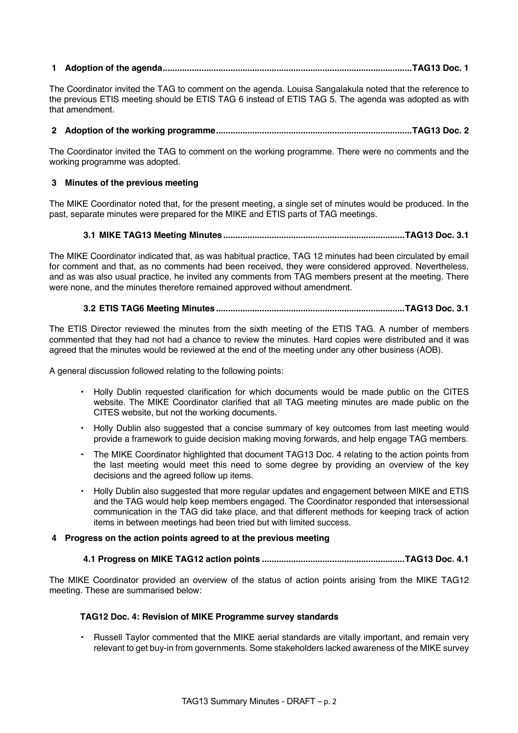## 1 Adoption of the agenda....................................................................................................TAG13 Doc. 1

The Coordinator invited the TAG to comment on the agenda. Louisa Sangalakula noted that the reference to the previous ETIS meeting should be ETIS TAG 6 instead of ETIS TAG 5. The agenda was adopted as with that amendment.

## 2 Adoption of the working programme...............................................................................TAG13 Doc. 2

The Coordinator invited the TAG to comment on the working programme. There were no comments and the working programme was adopted.

## 3 Minutes of the previous meeting

The MIKE Coordinator noted that, for the present meeting, a single set of minutes would be produced. In the past, separate minutes were prepared for the MIKE and ETIS parts of TAG meetings.

### 3.1 MIKE TAG13 Meeting Minutes.........................................................................TAG13 Doc. 3.1

The MIKE Coordinator indicated that, as was habitual practice, TAG 12 minutes had been circulated by email for comment and that, as no comments had been received, they were considered approved. Nevertheless, and as was also usual practice, he invited any comments from TAG members present at the meeting. There were none, and the minutes therefore remained approved without amendment.

### 3.2 ETIS TAG6 Meeting Minutes............................................................................TAG13 Doc. 3.1

The ETIS Director reviewed the minutes from the sixth meeting of the ETIS TAG. A number of members commented that they had not had a chance to review the minutes. Hard copies were distributed and it was agreed that the minutes would be reviewed at the end of the meeting under any other business (AOB).

A general discussion followed relating to the following points:

- Holly Dublin requested clarification for which documents would be made public on the CITES website. The MIKE Coordinator clarified that all TAG meeting minutes are made public on the CITES website, but not the working documents.
- Holly Dublin also suggested that a concise summary of key outcomes from last meeting would provide a framework to guide decision making moving forwards, and help engage TAG members.
- The MIKE Coordinator highlighted that document TAG13 Doc. 4 relating to the action points from the last meeting would meet this need to some degree by providing an overview of the key decisions and the agreed follow up items.
- Holly Dublin also suggested that more regular updates and engagement between MIKE and ETIS and the TAG would help keep members engaged. The Coordinator responded that intersessional communication in the TAG did take place, and that different methods for keeping track of action items in between meetings had been tried but with limited success.

## 4 Progress on the action points agreed to at the previous meeting

### 4.1 Progress on MIKE TAG12 action points ..........................................................TAG13 Doc. 4.1

The MIKE Coordinator provided an overview of the status of action points arising from the MIKE TAG12 meeting. These are summarised below:

**TAG12 Doc. 4: Revision of MIKE Programme survey standards**

- Russell Taylor commented that the MIKE aerial standards are vitally important, and remain very relevant to get buy-in from governments. Some stakeholders lacked awareness of the MIKE survey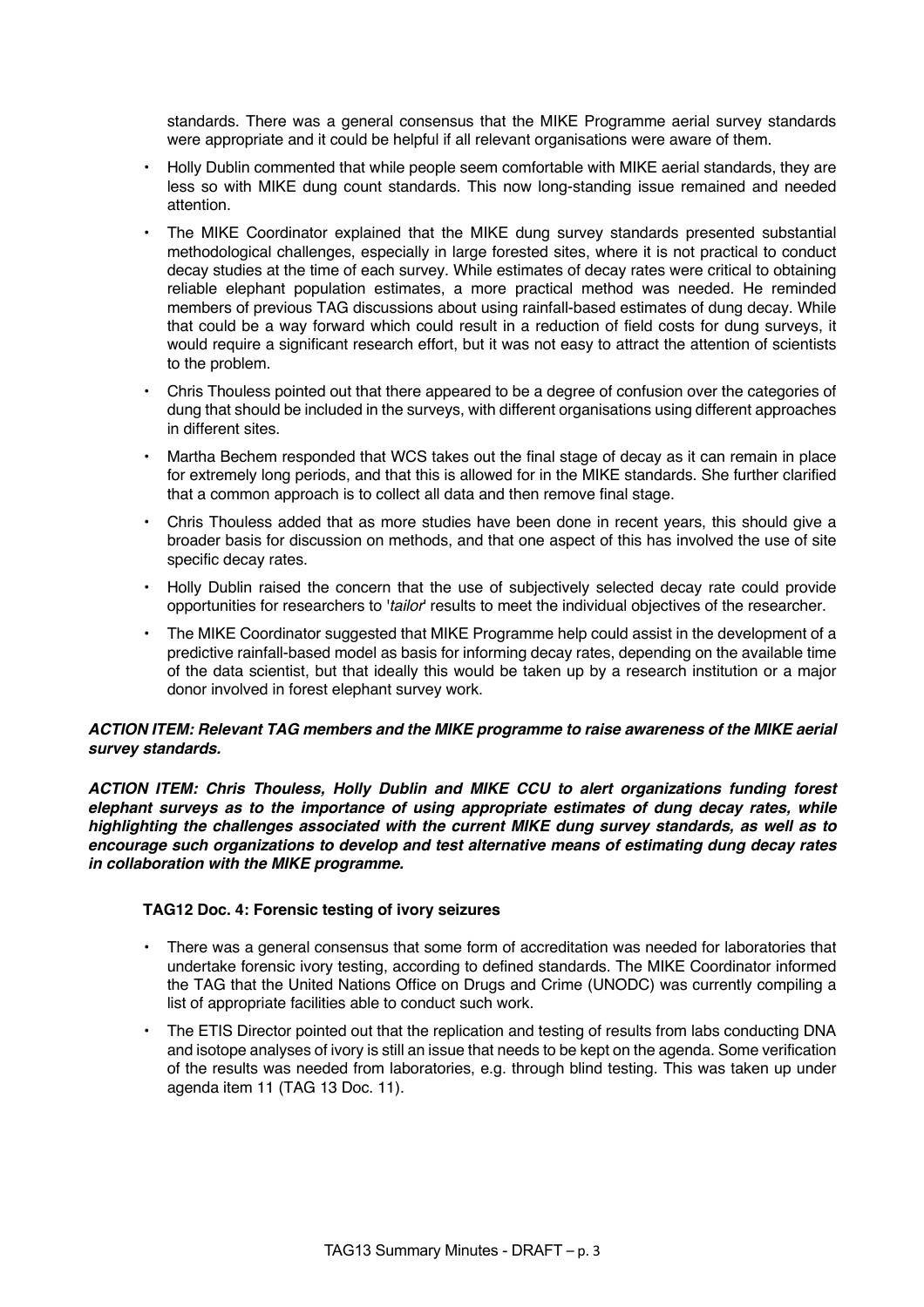standards. There was a general consensus that the MIKE Programme aerial survey standards were appropriate and it could be helpful if all relevant organisations were aware of them.

- Holly Dublin commented that while people seem comfortable with MIKE aerial standards, they are less so with MIKE dung count standards. This now long-standing issue remained and needed attention.
- The MIKE Coordinator explained that the MIKE dung survey standards presented substantial methodological challenges, especially in large forested sites, where it is not practical to conduct decay studies at the time of each survey. While estimates of decay rates were critical to obtaining reliable elephant population estimates, a more practical method was needed. He reminded members of previous TAG discussions about using rainfall-based estimates of dung decay. While that could be a way forward which could result in a reduction of field costs for dung surveys, it would require a significant research effort, but it was not easy to attract the attention of scientists to the problem.
- Chris Thouless pointed out that there appeared to be a degree of confusion over the categories of dung that should be included in the surveys, with different organisations using different approaches in different sites.
- Martha Bechem responded that WCS takes out the final stage of decay as it can remain in place for extremely long periods, and that this is allowed for in the MIKE standards. She further clarified that a common approach is to collect all data and then remove final stage.
- Chris Thouless added that as more studies have been done in recent years, this should give a broader basis for discussion on methods, and that one aspect of this has involved the use of site specific decay rates.
- Holly Dublin raised the concern that the use of subjectively selected decay rate could provide opportunities for researchers to '*tailor*' results to meet the individual objectives of the researcher.
- The MIKE Coordinator suggested that MIKE Programme help could assist in the development of a predictive rainfall-based model as basis for informing decay rates, depending on the available time of the data scientist, but that ideally this would be taken up by a research institution or a major donor involved in forest elephant survey work.

***ACTION ITEM: Relevant TAG members and the MIKE programme to raise awareness of the MIKE aerial survey standards.***

***ACTION ITEM: Chris Thouless, Holly Dublin and MIKE CCU to alert organizations funding forest elephant surveys as to the importance of using appropriate estimates of dung decay rates, while highlighting the challenges associated with the current MIKE dung survey standards, as well as to encourage such organizations to develop and test alternative means of estimating dung decay rates in collaboration with the MIKE programme.***

**TAG12 Doc. 4: Forensic testing of ivory seizures**

- There was a general consensus that some form of accreditation was needed for laboratories that undertake forensic ivory testing, according to defined standards. The MIKE Coordinator informed the TAG that the United Nations Office on Drugs and Crime (UNODC) was currently compiling a list of appropriate facilities able to conduct such work.
- The ETIS Director pointed out that the replication and testing of results from labs conducting DNA and isotope analyses of ivory is still an issue that needs to be kept on the agenda. Some verification of the results was needed from laboratories, e.g. through blind testing. This was taken up under agenda item 11 (TAG 13 Doc. 11).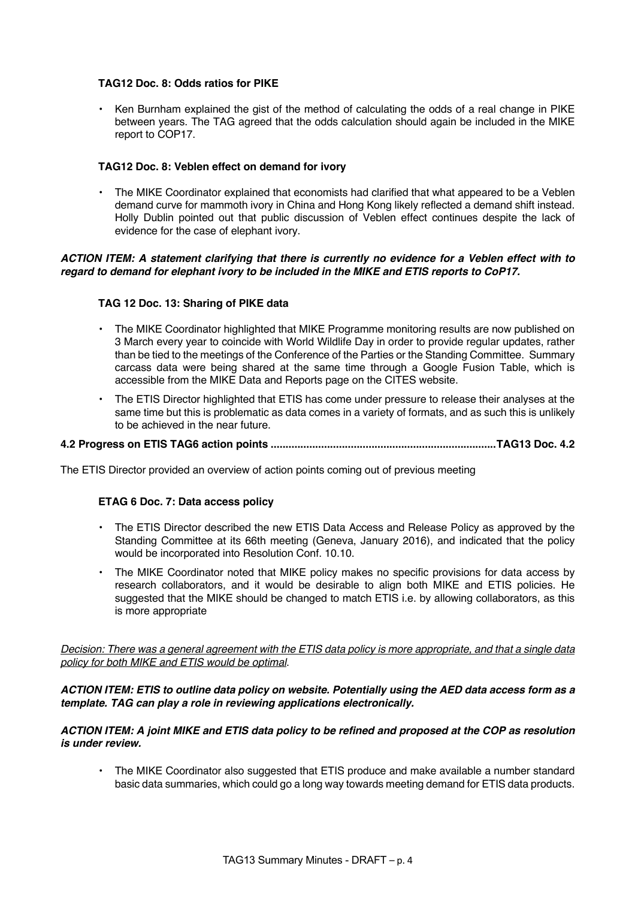**TAG12 Doc. 8: Odds ratios for PIKE**

- Ken Burnham explained the gist of the method of calculating the odds of a real change in PIKE between years. The TAG agreed that the odds calculation should again be included in the MIKE report to COP17.

**TAG12 Doc. 8: Veblen effect on demand for ivory**

- The MIKE Coordinator explained that economists had clarified that what appeared to be a Veblen demand curve for mammoth ivory in China and Hong Kong likely reflected a demand shift instead. Holly Dublin pointed out that public discussion of Veblen effect continues despite the lack of evidence for the case of elephant ivory.

***ACTION ITEM: A statement clarifying that there is currently no evidence for a Veblen effect with to regard to demand for elephant ivory to be included in the MIKE and ETIS reports to CoP17.***

**TAG 12 Doc. 13: Sharing of PIKE data**

- The MIKE Coordinator highlighted that MIKE Programme monitoring results are now published on 3 March every year to coincide with World Wildlife Day in order to provide regular updates, rather than be tied to the meetings of the Conference of the Parties or the Standing Committee. Summary carcass data were being shared at the same time through a Google Fusion Table, which is accessible from the MIKE Data and Reports page on the CITES website.
- The ETIS Director highlighted that ETIS has come under pressure to release their analyses at the same time but this is problematic as data comes in a variety of formats, and as such this is unlikely to be achieved in the near future.

**4.2 Progress on ETIS TAG6 action points ........................................................................... TAG13 Doc. 4.2**

The ETIS Director provided an overview of action points coming out of previous meeting

**ETAG 6 Doc. 7: Data access policy**

- The ETIS Director described the new ETIS Data Access and Release Policy as approved by the Standing Committee at its 66th meeting (Geneva, January 2016), and indicated that the policy would be incorporated into Resolution Conf. 10.10.
- The MIKE Coordinator noted that MIKE policy makes no specific provisions for data access by research collaborators, and it would be desirable to align both MIKE and ETIS policies. He suggested that the MIKE should be changed to match ETIS i.e. by allowing collaborators, as this is more appropriate

<u>*Decision: There was a general agreement with the ETIS data policy is more appropriate, and that a single data policy for both MIKE and ETIS would be optimal*</u>.

***ACTION ITEM: ETIS to outline data policy on website. Potentially using the AED data access form as a template. TAG can play a role in reviewing applications electronically.***

***ACTION ITEM: A joint MIKE and ETIS data policy to be refined and proposed at the COP as resolution is under review.***

- The MIKE Coordinator also suggested that ETIS produce and make available a number standard basic data summaries, which could go a long way towards meeting demand for ETIS data products.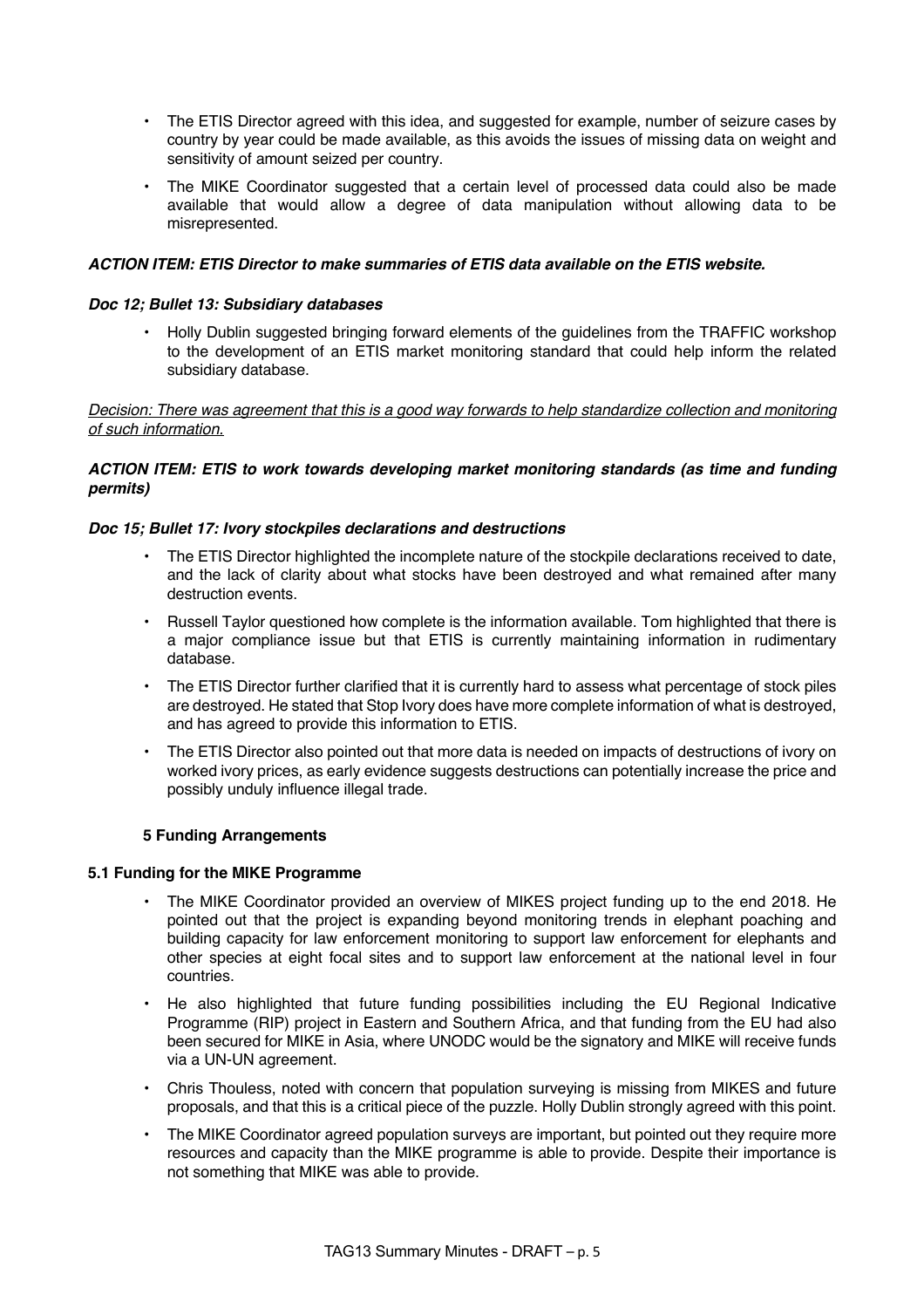- The ETIS Director agreed with this idea, and suggested for example, number of seizure cases by country by year could be made available, as this avoids the issues of missing data on weight and sensitivity of amount seized per country.
- The MIKE Coordinator suggested that a certain level of processed data could also be made available that would allow a degree of data manipulation without allowing data to be misrepresented.

***ACTION ITEM: ETIS Director to make summaries of ETIS data available on the ETIS website.***

***Doc 12; Bullet 13: Subsidiary databases***

- Holly Dublin suggested bringing forward elements of the guidelines from the TRAFFIC workshop to the development of an ETIS market monitoring standard that could help inform the related subsidiary database.

*Decision: There was agreement that this is a good way forwards to help standardize collection and monitoring of such information.*

***ACTION ITEM: ETIS to work towards developing market monitoring standards (as time and funding permits)***

***Doc 15; Bullet 17: Ivory stockpiles declarations and destructions***

- The ETIS Director highlighted the incomplete nature of the stockpile declarations received to date, and the lack of clarity about what stocks have been destroyed and what remained after many destruction events.
- Russell Taylor questioned how complete is the information available. Tom highlighted that there is a major compliance issue but that ETIS is currently maintaining information in rudimentary database.
- The ETIS Director further clarified that it is currently hard to assess what percentage of stock piles are destroyed. He stated that Stop Ivory does have more complete information of what is destroyed, and has agreed to provide this information to ETIS.
- The ETIS Director also pointed out that more data is needed on impacts of destructions of ivory on worked ivory prices, as early evidence suggests destructions can potentially increase the price and possibly unduly influence illegal trade.

## 5 Funding Arrangements

### 5.1 Funding for the MIKE Programme

- The MIKE Coordinator provided an overview of MIKES project funding up to the end 2018. He pointed out that the project is expanding beyond monitoring trends in elephant poaching and building capacity for law enforcement monitoring to support law enforcement for elephants and other species at eight focal sites and to support law enforcement at the national level in four countries.
- He also highlighted that future funding possibilities including the EU Regional Indicative Programme (RIP) project in Eastern and Southern Africa, and that funding from the EU had also been secured for MIKE in Asia, where UNODC would be the signatory and MIKE will receive funds via a UN-UN agreement.
- Chris Thouless, noted with concern that population surveying is missing from MIKES and future proposals, and that this is a critical piece of the puzzle. Holly Dublin strongly agreed with this point.
- The MIKE Coordinator agreed population surveys are important, but pointed out they require more resources and capacity than the MIKE programme is able to provide. Despite their importance is not something that MIKE was able to provide.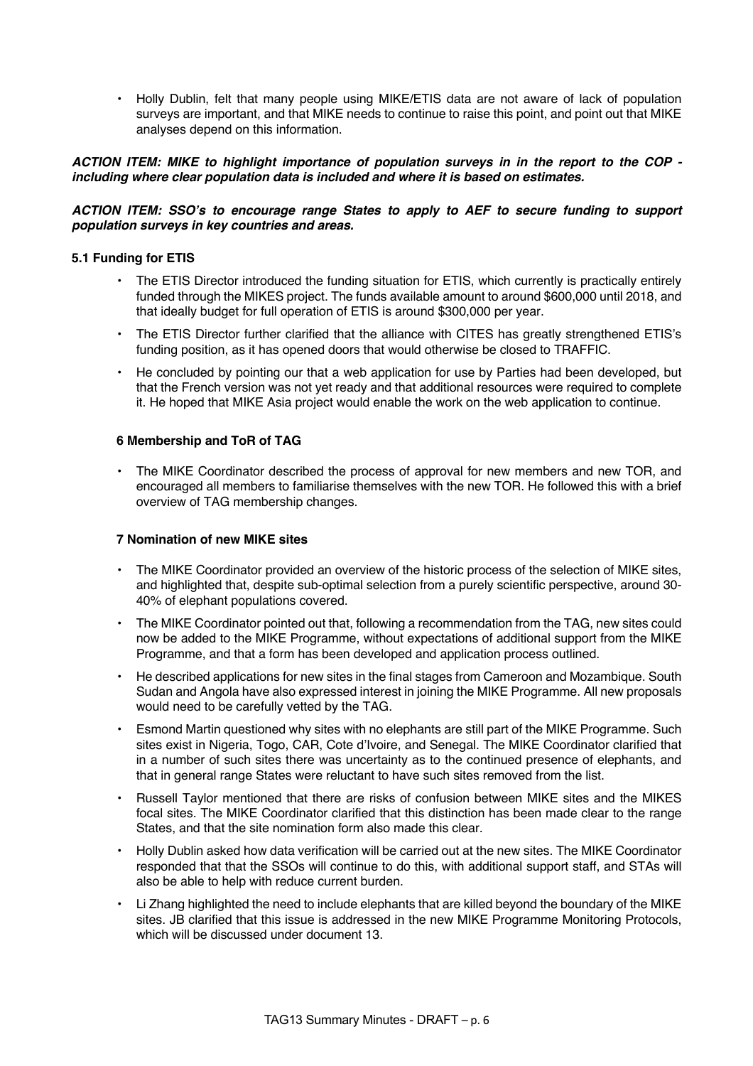- Holly Dublin, felt that many people using MIKE/ETIS data are not aware of lack of population surveys are important, and that MIKE needs to continue to raise this point, and point out that MIKE analyses depend on this information.

***ACTION ITEM: MIKE to highlight importance of population surveys in in the report to the COP - including where clear population data is included and where it is based on estimates.***

***ACTION ITEM: SSO's to encourage range States to apply to AEF to secure funding to support population surveys in key countries and areas.***

**5.1 Funding for ETIS**

- The ETIS Director introduced the funding situation for ETIS, which currently is practically entirely funded through the MIKES project. The funds available amount to around $600,000 until 2018, and that ideally budget for full operation of ETIS is around $300,000 per year.
- The ETIS Director further clarified that the alliance with CITES has greatly strengthened ETIS's funding position, as it has opened doors that would otherwise be closed to TRAFFIC.
- He concluded by pointing our that a web application for use by Parties had been developed, but that the French version was not yet ready and that additional resources were required to complete it. He hoped that MIKE Asia project would enable the work on the web application to continue.

**6 Membership and ToR of TAG**

- The MIKE Coordinator described the process of approval for new members and new TOR, and encouraged all members to familiarise themselves with the new TOR. He followed this with a brief overview of TAG membership changes.

**7 Nomination of new MIKE sites**

- The MIKE Coordinator provided an overview of the historic process of the selection of MIKE sites, and highlighted that, despite sub-optimal selection from a purely scientific perspective, around 30-40% of elephant populations covered.
- The MIKE Coordinator pointed out that, following a recommendation from the TAG, new sites could now be added to the MIKE Programme, without expectations of additional support from the MIKE Programme, and that a form has been developed and application process outlined.
- He described applications for new sites in the final stages from Cameroon and Mozambique. South Sudan and Angola have also expressed interest in joining the MIKE Programme. All new proposals would need to be carefully vetted by the TAG.
- Esmond Martin questioned why sites with no elephants are still part of the MIKE Programme. Such sites exist in Nigeria, Togo, CAR, Cote d'Ivoire, and Senegal. The MIKE Coordinator clarified that in a number of such sites there was uncertainty as to the continued presence of elephants, and that in general range States were reluctant to have such sites removed from the list.
- Russell Taylor mentioned that there are risks of confusion between MIKE sites and the MIKES focal sites. The MIKE Coordinator clarified that this distinction has been made clear to the range States, and that the site nomination form also made this clear.
- Holly Dublin asked how data verification will be carried out at the new sites. The MIKE Coordinator responded that that the SSOs will continue to do this, with additional support staff, and STAs will also be able to help with reduce current burden.
- Li Zhang highlighted the need to include elephants that are killed beyond the boundary of the MIKE sites. JB clarified that this issue is addressed in the new MIKE Programme Monitoring Protocols, which will be discussed under document 13.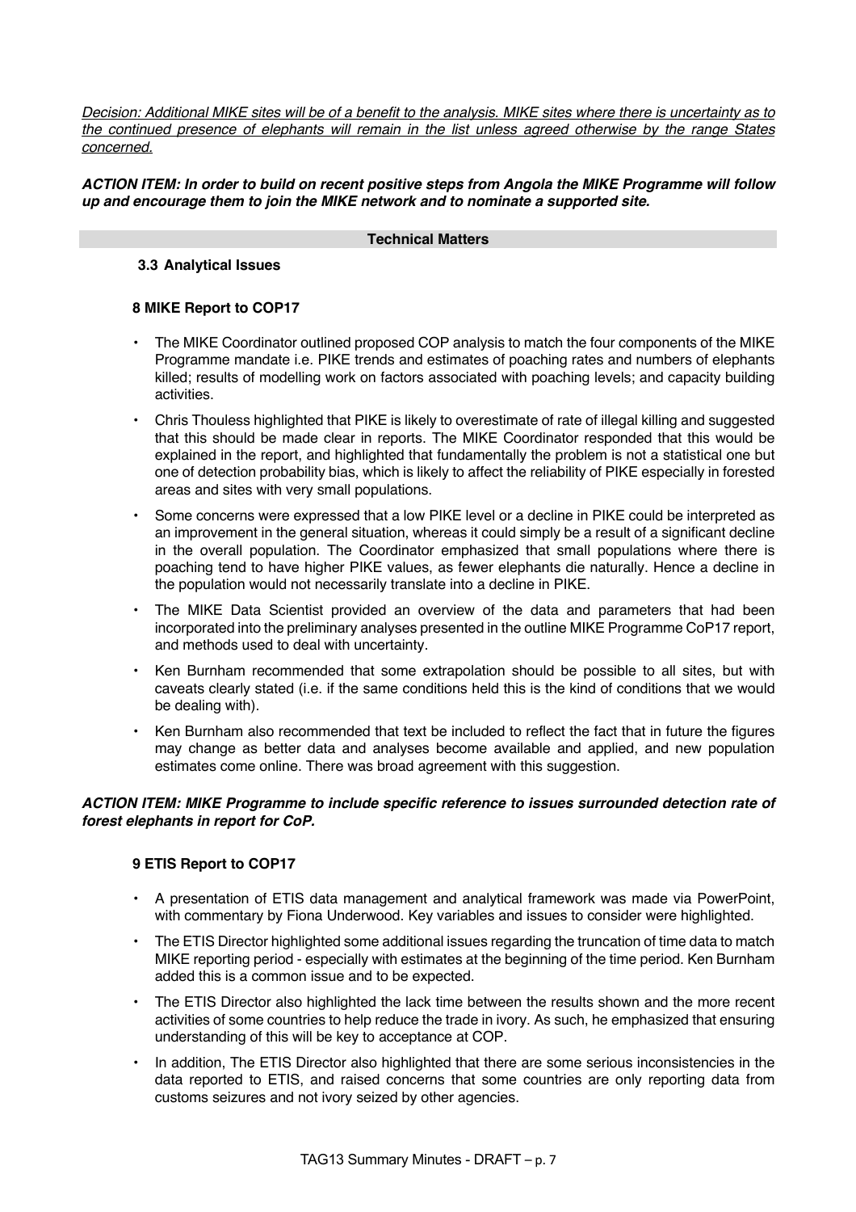*Decision: Additional MIKE sites will be of a benefit to the analysis. MIKE sites where there is uncertainty as to the continued presence of elephants will remain in the list unless agreed otherwise by the range States concerned.*

***ACTION ITEM: In order to build on recent positive steps from Angola the MIKE Programme will follow up and encourage them to join the MIKE network and to nominate a supported site.***

**Technical Matters**

### 3.3 Analytical Issues

#### 8 MIKE Report to COP17

- The MIKE Coordinator outlined proposed COP analysis to match the four components of the MIKE Programme mandate i.e. PIKE trends and estimates of poaching rates and numbers of elephants killed; results of modelling work on factors associated with poaching levels; and capacity building activities.
- Chris Thouless highlighted that PIKE is likely to overestimate of rate of illegal killing and suggested that this should be made clear in reports. The MIKE Coordinator responded that this would be explained in the report, and highlighted that fundamentally the problem is not a statistical one but one of detection probability bias, which is likely to affect the reliability of PIKE especially in forested areas and sites with very small populations.
- Some concerns were expressed that a low PIKE level or a decline in PIKE could be interpreted as an improvement in the general situation, whereas it could simply be a result of a significant decline in the overall population. The Coordinator emphasized that small populations where there is poaching tend to have higher PIKE values, as fewer elephants die naturally. Hence a decline in the population would not necessarily translate into a decline in PIKE.
- The MIKE Data Scientist provided an overview of the data and parameters that had been incorporated into the preliminary analyses presented in the outline MIKE Programme CoP17 report, and methods used to deal with uncertainty.
- Ken Burnham recommended that some extrapolation should be possible to all sites, but with caveats clearly stated (i.e. if the same conditions held this is the kind of conditions that we would be dealing with).
- Ken Burnham also recommended that text be included to reflect the fact that in future the figures may change as better data and analyses become available and applied, and new population estimates come online. There was broad agreement with this suggestion.

***ACTION ITEM: MIKE Programme to include specific reference to issues surrounded detection rate of forest elephants in report for CoP.***

#### 9 ETIS Report to COP17

- A presentation of ETIS data management and analytical framework was made via PowerPoint, with commentary by Fiona Underwood. Key variables and issues to consider were highlighted.
- The ETIS Director highlighted some additional issues regarding the truncation of time data to match MIKE reporting period - especially with estimates at the beginning of the time period. Ken Burnham added this is a common issue and to be expected.
- The ETIS Director also highlighted the lack time between the results shown and the more recent activities of some countries to help reduce the trade in ivory. As such, he emphasized that ensuring understanding of this will be key to acceptance at COP.
- In addition, The ETIS Director also highlighted that there are some serious inconsistencies in the data reported to ETIS, and raised concerns that some countries are only reporting data from customs seizures and not ivory seized by other agencies.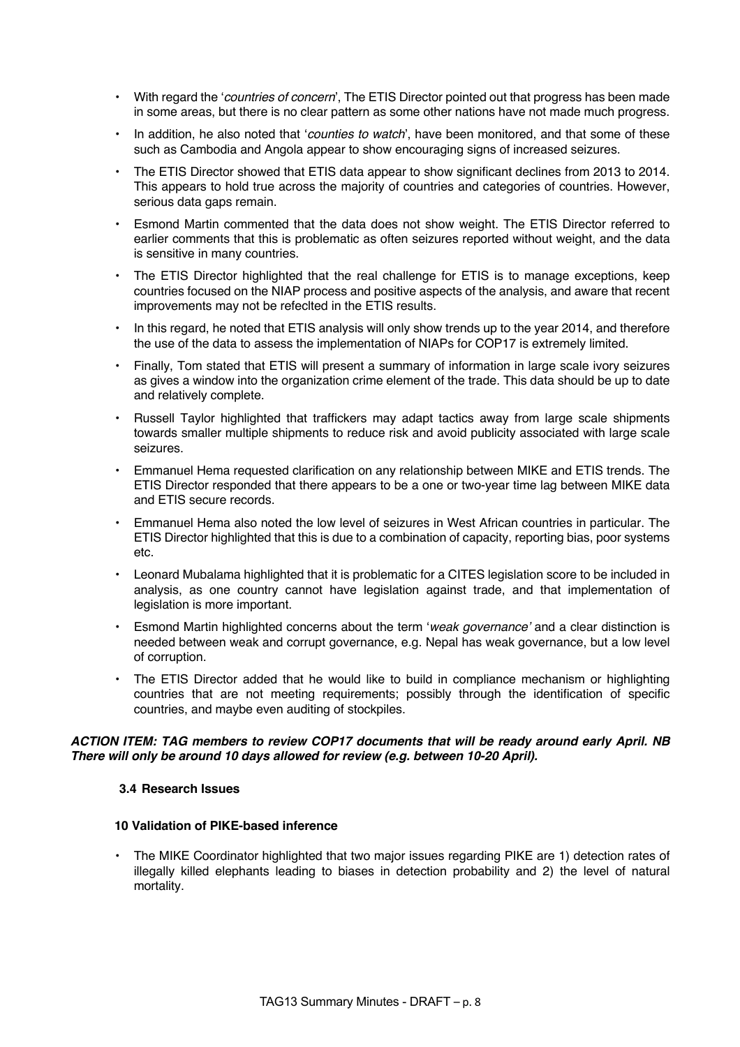- With regard the '*countries of concern*', The ETIS Director pointed out that progress has been made in some areas, but there is no clear pattern as some other nations have not made much progress.
- In addition, he also noted that '*counties to watch*', have been monitored, and that some of these such as Cambodia and Angola appear to show encouraging signs of increased seizures.
- The ETIS Director showed that ETIS data appear to show significant declines from 2013 to 2014. This appears to hold true across the majority of countries and categories of countries. However, serious data gaps remain.
- Esmond Martin commented that the data does not show weight. The ETIS Director referred to earlier comments that this is problematic as often seizures reported without weight, and the data is sensitive in many countries.
- The ETIS Director highlighted that the real challenge for ETIS is to manage exceptions, keep countries focused on the NIAP process and positive aspects of the analysis, and aware that recent improvements may not be refeclted in the ETIS results.
- In this regard, he noted that ETIS analysis will only show trends up to the year 2014, and therefore the use of the data to assess the implementation of NIAPs for COP17 is extremely limited.
- Finally, Tom stated that ETIS will present a summary of information in large scale ivory seizures as gives a window into the organization crime element of the trade. This data should be up to date and relatively complete.
- Russell Taylor highlighted that traffickers may adapt tactics away from large scale shipments towards smaller multiple shipments to reduce risk and avoid publicity associated with large scale seizures.
- Emmanuel Hema requested clarification on any relationship between MIKE and ETIS trends. The ETIS Director responded that there appears to be a one or two-year time lag between MIKE data and ETIS secure records.
- Emmanuel Hema also noted the low level of seizures in West African countries in particular. The ETIS Director highlighted that this is due to a combination of capacity, reporting bias, poor systems etc.
- Leonard Mubalama highlighted that it is problematic for a CITES legislation score to be included in analysis, as one country cannot have legislation against trade, and that implementation of legislation is more important.
- Esmond Martin highlighted concerns about the term '*weak governance'* and a clear distinction is needed between weak and corrupt governance, e.g. Nepal has weak governance, but a low level of corruption.
- The ETIS Director added that he would like to build in compliance mechanism or highlighting countries that are not meeting requirements; possibly through the identification of specific countries, and maybe even auditing of stockpiles.

***ACTION ITEM: TAG members to review COP17 documents that will be ready around early April. NB There will only be around 10 days allowed for review (e.g. between 10-20 April).***

### 3.4 Research Issues

#### 10 Validation of PIKE-based inference

- The MIKE Coordinator highlighted that two major issues regarding PIKE are 1) detection rates of illegally killed elephants leading to biases in detection probability and 2) the level of natural mortality.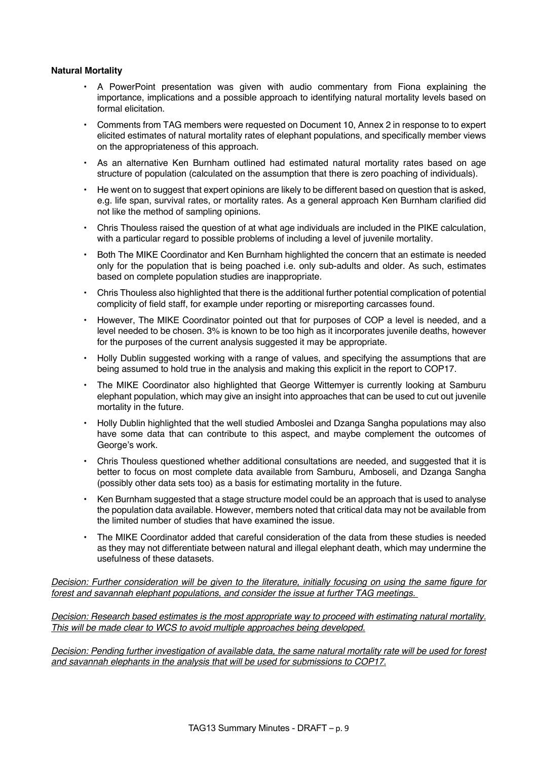**Natural Mortality**

- A PowerPoint presentation was given with audio commentary from Fiona explaining the importance, implications and a possible approach to identifying natural mortality levels based on formal elicitation.
- Comments from TAG members were requested on Document 10, Annex 2 in response to to expert elicited estimates of natural mortality rates of elephant populations, and specifically member views on the appropriateness of this approach.
- As an alternative Ken Burnham outlined had estimated natural mortality rates based on age structure of population (calculated on the assumption that there is zero poaching of individuals).
- He went on to suggest that expert opinions are likely to be different based on question that is asked, e.g. life span, survival rates, or mortality rates. As a general approach Ken Burnham clarified did not like the method of sampling opinions.
- Chris Thouless raised the question of at what age individuals are included in the PIKE calculation, with a particular regard to possible problems of including a level of juvenile mortality.
- Both The MIKE Coordinator and Ken Burnham highlighted the concern that an estimate is needed only for the population that is being poached i.e. only sub-adults and older. As such, estimates based on complete population studies are inappropriate.
- Chris Thouless also highlighted that there is the additional further potential complication of potential complicity of field staff, for example under reporting or misreporting carcasses found.
- However, The MIKE Coordinator pointed out that for purposes of COP a level is needed, and a level needed to be chosen. 3% is known to be too high as it incorporates juvenile deaths, however for the purposes of the current analysis suggested it may be appropriate.
- Holly Dublin suggested working with a range of values, and specifying the assumptions that are being assumed to hold true in the analysis and making this explicit in the report to COP17.
- The MIKE Coordinator also highlighted that George Wittemyer is currently looking at Samburu elephant population, which may give an insight into approaches that can be used to cut out juvenile mortality in the future.
- Holly Dublin highlighted that the well studied Amboslei and Dzanga Sangha populations may also have some data that can contribute to this aspect, and maybe complement the outcomes of George's work.
- Chris Thouless questioned whether additional consultations are needed, and suggested that it is better to focus on most complete data available from Samburu, Amboseli, and Dzanga Sangha (possibly other data sets too) as a basis for estimating mortality in the future.
- Ken Burnham suggested that a stage structure model could be an approach that is used to analyse the population data available. However, members noted that critical data may not be available from the limited number of studies that have examined the issue.
- The MIKE Coordinator added that careful consideration of the data from these studies is needed as they may not differentiate between natural and illegal elephant death, which may undermine the usefulness of these datasets.

*Decision: Further consideration will be given to the literature, initially focusing on using the same figure for forest and savannah elephant populations, and consider the issue at further TAG meetings.*

*Decision: Research based estimates is the most appropriate way to proceed with estimating natural mortality. This will be made clear to WCS to avoid multiple approaches being developed.*

*Decision: Pending further investigation of available data, the same natural mortality rate will be used for forest and savannah elephants in the analysis that will be used for submissions to COP17.*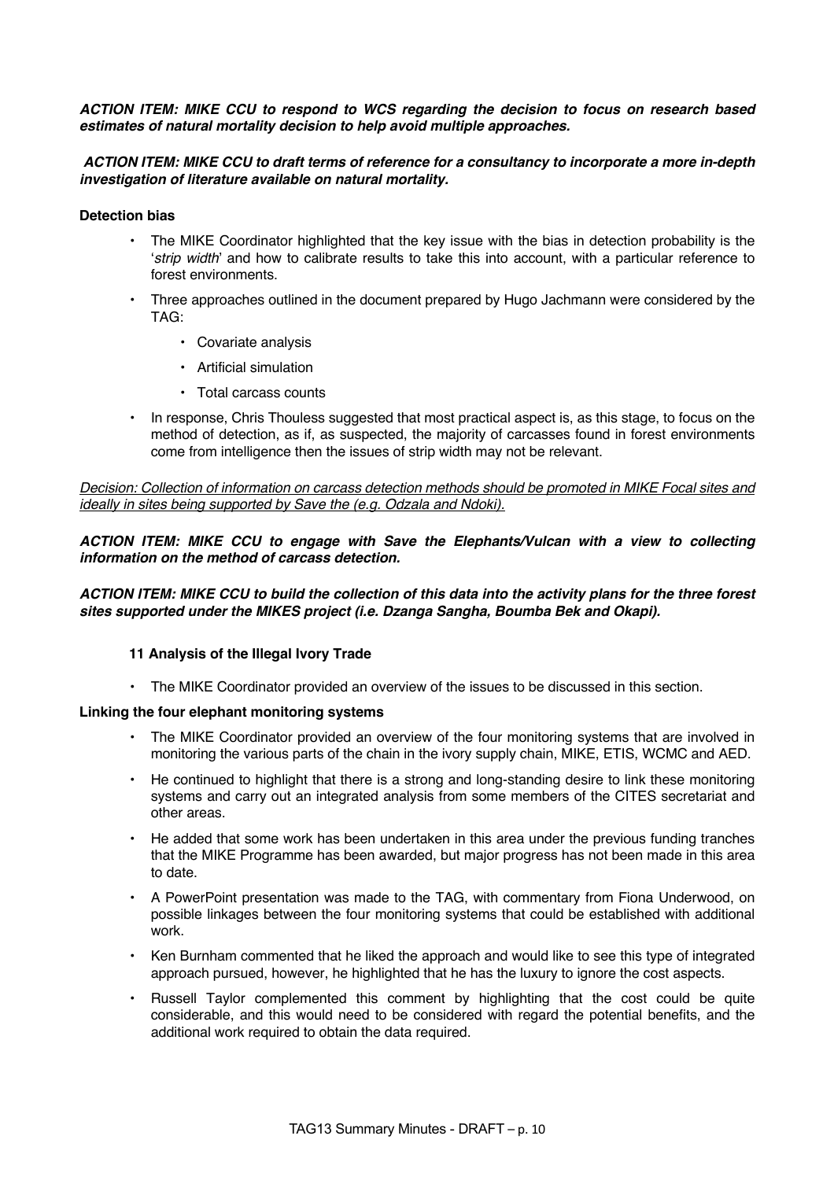***ACTION ITEM: MIKE CCU to respond to WCS regarding the decision to focus on research based estimates of natural mortality decision to help avoid multiple approaches.***

***ACTION ITEM: MIKE CCU to draft terms of reference for a consultancy to incorporate a more in-depth investigation of literature available on natural mortality.***

**Detection bias**

- The MIKE Coordinator highlighted that the key issue with the bias in detection probability is the '*strip width*' and how to calibrate results to take this into account, with a particular reference to forest environments.
- Three approaches outlined in the document prepared by Hugo Jachmann were considered by the TAG:
  - Covariate analysis
  - Artificial simulation
  - Total carcass counts
- In response, Chris Thouless suggested that most practical aspect is, as this stage, to focus on the method of detection, as if, as suspected, the majority of carcasses found in forest environments come from intelligence then the issues of strip width may not be relevant.

<u>*Decision: Collection of information on carcass detection methods should be promoted in MIKE Focal sites and ideally in sites being supported by Save the (e.g. Odzala and Ndoki).*</u>

***ACTION ITEM: MIKE CCU to engage with Save the Elephants/Vulcan with a view to collecting information on the method of carcass detection.***

***ACTION ITEM: MIKE CCU to build the collection of this data into the activity plans for the three forest sites supported under the MIKES project (i.e. Dzanga Sangha, Boumba Bek and Okapi).***

### 11 Analysis of the Illegal Ivory Trade

- The MIKE Coordinator provided an overview of the issues to be discussed in this section.

**Linking the four elephant monitoring systems**

- The MIKE Coordinator provided an overview of the four monitoring systems that are involved in monitoring the various parts of the chain in the ivory supply chain, MIKE, ETIS, WCMC and AED.
- He continued to highlight that there is a strong and long-standing desire to link these monitoring systems and carry out an integrated analysis from some members of the CITES secretariat and other areas.
- He added that some work has been undertaken in this area under the previous funding tranches that the MIKE Programme has been awarded, but major progress has not been made in this area to date.
- A PowerPoint presentation was made to the TAG, with commentary from Fiona Underwood, on possible linkages between the four monitoring systems that could be established with additional work.
- Ken Burnham commented that he liked the approach and would like to see this type of integrated approach pursued, however, he highlighted that he has the luxury to ignore the cost aspects.
- Russell Taylor complemented this comment by highlighting that the cost could be quite considerable, and this would need to be considered with regard the potential benefits, and the additional work required to obtain the data required.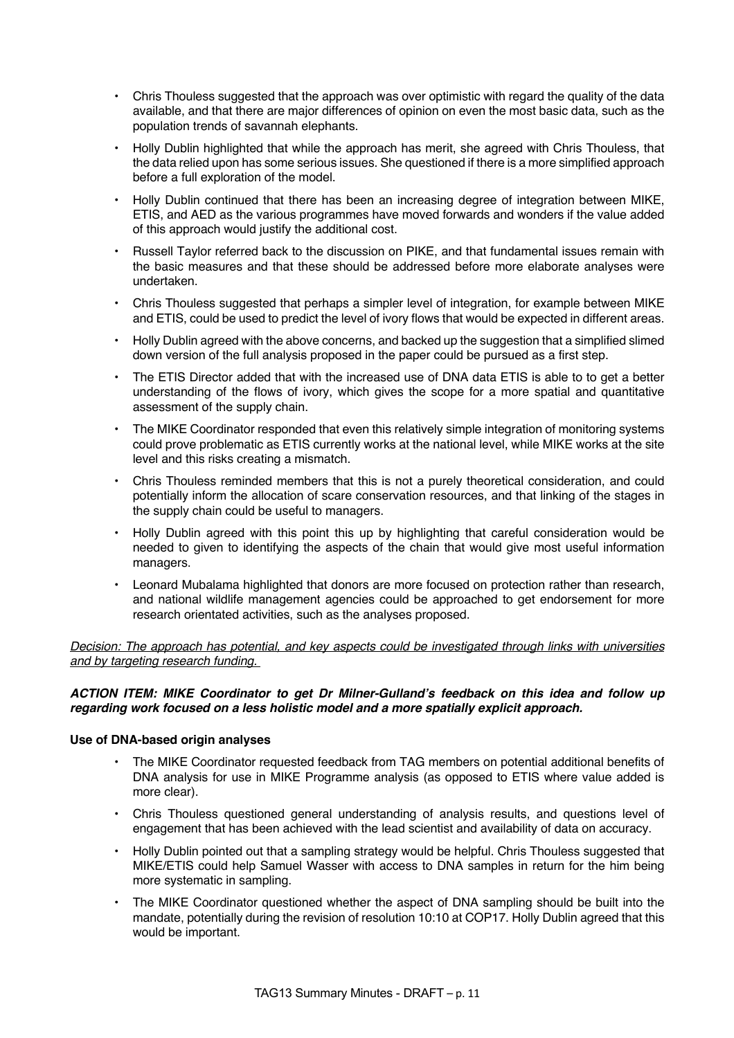- Chris Thouless suggested that the approach was over optimistic with regard the quality of the data available, and that there are major differences of opinion on even the most basic data, such as the population trends of savannah elephants.
- Holly Dublin highlighted that while the approach has merit, she agreed with Chris Thouless, that the data relied upon has some serious issues. She questioned if there is a more simplified approach before a full exploration of the model.
- Holly Dublin continued that there has been an increasing degree of integration between MIKE, ETIS, and AED as the various programmes have moved forwards and wonders if the value added of this approach would justify the additional cost.
- Russell Taylor referred back to the discussion on PIKE, and that fundamental issues remain with the basic measures and that these should be addressed before more elaborate analyses were undertaken.
- Chris Thouless suggested that perhaps a simpler level of integration, for example between MIKE and ETIS, could be used to predict the level of ivory flows that would be expected in different areas.
- Holly Dublin agreed with the above concerns, and backed up the suggestion that a simplified slimed down version of the full analysis proposed in the paper could be pursued as a first step.
- The ETIS Director added that with the increased use of DNA data ETIS is able to to get a better understanding of the flows of ivory, which gives the scope for a more spatial and quantitative assessment of the supply chain.
- The MIKE Coordinator responded that even this relatively simple integration of monitoring systems could prove problematic as ETIS currently works at the national level, while MIKE works at the site level and this risks creating a mismatch.
- Chris Thouless reminded members that this is not a purely theoretical consideration, and could potentially inform the allocation of scare conservation resources, and that linking of the stages in the supply chain could be useful to managers.
- Holly Dublin agreed with this point this up by highlighting that careful consideration would be needed to given to identifying the aspects of the chain that would give most useful information managers.
- Leonard Mubalama highlighted that donors are more focused on protection rather than research, and national wildlife management agencies could be approached to get endorsement for more research orientated activities, such as the analyses proposed.

<u>*Decision: The approach has potential, and key aspects could be investigated through links with universities and by targeting research funding.*</u>

***ACTION ITEM: MIKE Coordinator to get Dr Milner-Gulland's feedback on this idea and follow up regarding work focused on a less holistic model and a more spatially explicit approach.***

**Use of DNA-based origin analyses**

- The MIKE Coordinator requested feedback from TAG members on potential additional benefits of DNA analysis for use in MIKE Programme analysis (as opposed to ETIS where value added is more clear).
- Chris Thouless questioned general understanding of analysis results, and questions level of engagement that has been achieved with the lead scientist and availability of data on accuracy.
- Holly Dublin pointed out that a sampling strategy would be helpful. Chris Thouless suggested that MIKE/ETIS could help Samuel Wasser with access to DNA samples in return for the him being more systematic in sampling.
- The MIKE Coordinator questioned whether the aspect of DNA sampling should be built into the mandate, potentially during the revision of resolution 10:10 at COP17. Holly Dublin agreed that this would be important.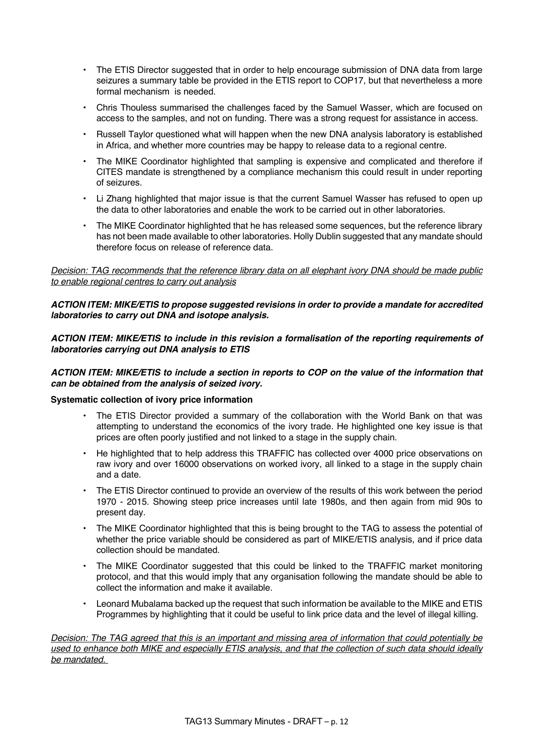- The ETIS Director suggested that in order to help encourage submission of DNA data from large seizures a summary table be provided in the ETIS report to COP17, but that nevertheless a more formal mechanism is needed.
- Chris Thouless summarised the challenges faced by the Samuel Wasser, which are focused on access to the samples, and not on funding. There was a strong request for assistance in access.
- Russell Taylor questioned what will happen when the new DNA analysis laboratory is established in Africa, and whether more countries may be happy to release data to a regional centre.
- The MIKE Coordinator highlighted that sampling is expensive and complicated and therefore if CITES mandate is strengthened by a compliance mechanism this could result in under reporting of seizures.
- Li Zhang highlighted that major issue is that the current Samuel Wasser has refused to open up the data to other laboratories and enable the work to be carried out in other laboratories.
- The MIKE Coordinator highlighted that he has released some sequences, but the reference library has not been made available to other laboratories. Holly Dublin suggested that any mandate should therefore focus on release of reference data.

<u>*Decision: TAG recommends that the reference library data on all elephant ivory DNA should be made public to enable regional centres to carry out analysis*</u>

***ACTION ITEM: MIKE/ETIS to propose suggested revisions in order to provide a mandate for accredited laboratories to carry out DNA and isotope analysis.***

***ACTION ITEM: MIKE/ETIS to include in this revision a formalisation of the reporting requirements of laboratories carrying out DNA analysis to ETIS***

***ACTION ITEM: MIKE/ETIS to include a section in reports to COP on the value of the information that can be obtained from the analysis of seized ivory.***

**Systematic collection of ivory price information**

- The ETIS Director provided a summary of the collaboration with the World Bank on that was attempting to understand the economics of the ivory trade. He highlighted one key issue is that prices are often poorly justified and not linked to a stage in the supply chain.
- He highlighted that to help address this TRAFFIC has collected over 4000 price observations on raw ivory and over 16000 observations on worked ivory, all linked to a stage in the supply chain and a date.
- The ETIS Director continued to provide an overview of the results of this work between the period 1970 - 2015. Showing steep price increases until late 1980s, and then again from mid 90s to present day.
- The MIKE Coordinator highlighted that this is being brought to the TAG to assess the potential of whether the price variable should be considered as part of MIKE/ETIS analysis, and if price data collection should be mandated.
- The MIKE Coordinator suggested that this could be linked to the TRAFFIC market monitoring protocol, and that this would imply that any organisation following the mandate should be able to collect the information and make it available.
- Leonard Mubalama backed up the request that such information be available to the MIKE and ETIS Programmes by highlighting that it could be useful to link price data and the level of illegal killing.

<u>*Decision: The TAG agreed that this is an important and missing area of information that could potentially be used to enhance both MIKE and especially ETIS analysis, and that the collection of such data should ideally be mandated.*</u>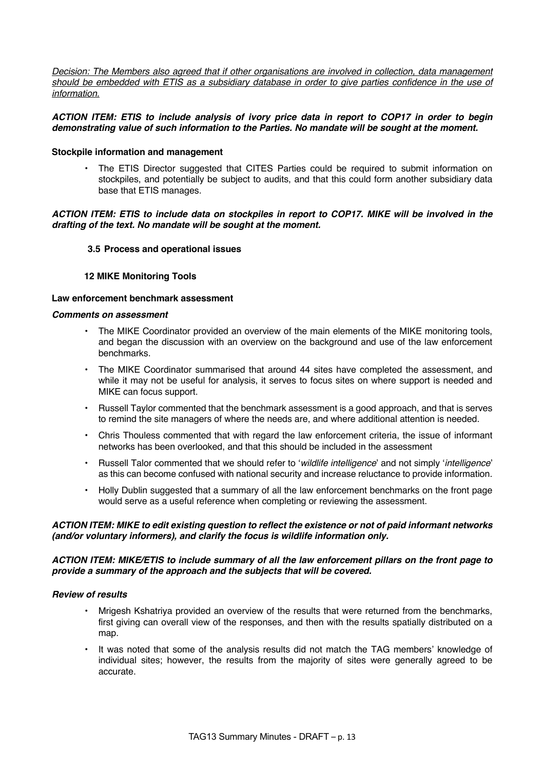*Decision: The Members also agreed that if other organisations are involved in collection, data management should be embedded with ETIS as a subsidiary database in order to give parties confidence in the use of information.*

***ACTION ITEM: ETIS to include analysis of ivory price data in report to COP17 in order to begin demonstrating value of such information to the Parties. No mandate will be sought at the moment.***

**Stockpile information and management**

- The ETIS Director suggested that CITES Parties could be required to submit information on stockpiles, and potentially be subject to audits, and that this could form another subsidiary data base that ETIS manages.

***ACTION ITEM: ETIS to include data on stockpiles in report to COP17. MIKE will be involved in the drafting of the text. No mandate will be sought at the moment.***

### 3.5 Process and operational issues

### 12 MIKE Monitoring Tools

**Law enforcement benchmark assessment**

***Comments on assessment***

- The MIKE Coordinator provided an overview of the main elements of the MIKE monitoring tools, and began the discussion with an overview on the background and use of the law enforcement benchmarks.
- The MIKE Coordinator summarised that around 44 sites have completed the assessment, and while it may not be useful for analysis, it serves to focus sites on where support is needed and MIKE can focus support.
- Russell Taylor commented that the benchmark assessment is a good approach, and that is serves to remind the site managers of where the needs are, and where additional attention is needed.
- Chris Thouless commented that with regard the law enforcement criteria, the issue of informant networks has been overlooked, and that this should be included in the assessment
- Russell Talor commented that we should refer to '*wildlife intelligence*' and not simply '*intelligence*' as this can become confused with national security and increase reluctance to provide information.
- Holly Dublin suggested that a summary of all the law enforcement benchmarks on the front page would serve as a useful reference when completing or reviewing the assessment.

***ACTION ITEM: MIKE to edit existing question to reflect the existence or not of paid informant networks (and/or voluntary informers), and clarify the focus is wildlife information only.***

***ACTION ITEM: MIKE/ETIS to include summary of all the law enforcement pillars on the front page to provide a summary of the approach and the subjects that will be covered.***

***Review of results***

- Mrigesh Kshatriya provided an overview of the results that were returned from the benchmarks, first giving can overall view of the responses, and then with the results spatially distributed on a map.
- It was noted that some of the analysis results did not match the TAG members' knowledge of individual sites; however, the results from the majority of sites were generally agreed to be accurate.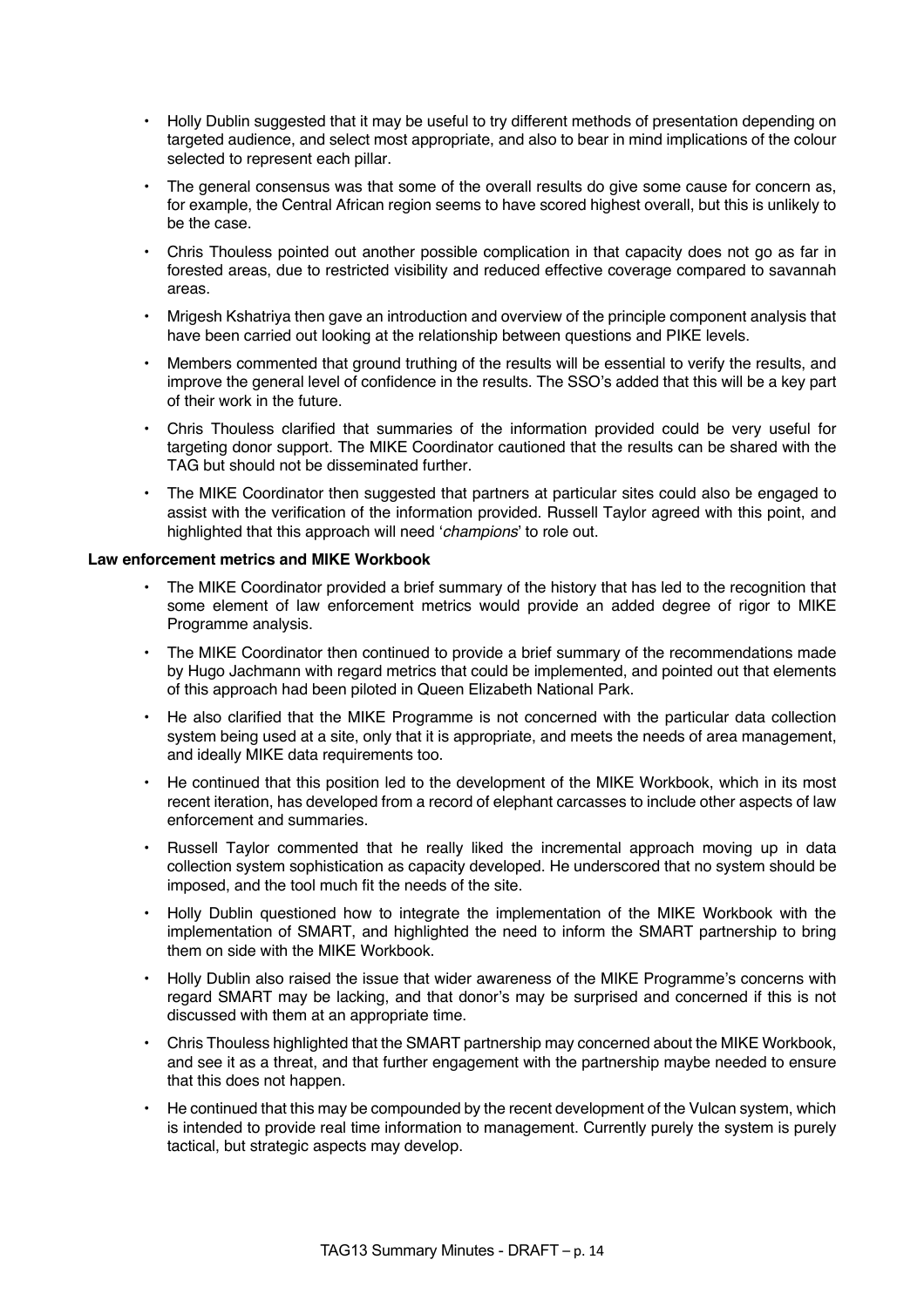- Holly Dublin suggested that it may be useful to try different methods of presentation depending on targeted audience, and select most appropriate, and also to bear in mind implications of the colour selected to represent each pillar.
- The general consensus was that some of the overall results do give some cause for concern as, for example, the Central African region seems to have scored highest overall, but this is unlikely to be the case.
- Chris Thouless pointed out another possible complication in that capacity does not go as far in forested areas, due to restricted visibility and reduced effective coverage compared to savannah areas.
- Mrigesh Kshatriya then gave an introduction and overview of the principle component analysis that have been carried out looking at the relationship between questions and PIKE levels.
- Members commented that ground truthing of the results will be essential to verify the results, and improve the general level of confidence in the results. The SSO's added that this will be a key part of their work in the future.
- Chris Thouless clarified that summaries of the information provided could be very useful for targeting donor support. The MIKE Coordinator cautioned that the results can be shared with the TAG but should not be disseminated further.
- The MIKE Coordinator then suggested that partners at particular sites could also be engaged to assist with the verification of the information provided. Russell Taylor agreed with this point, and highlighted that this approach will need '*champions*' to role out.

**Law enforcement metrics and MIKE Workbook**

- The MIKE Coordinator provided a brief summary of the history that has led to the recognition that some element of law enforcement metrics would provide an added degree of rigor to MIKE Programme analysis.
- The MIKE Coordinator then continued to provide a brief summary of the recommendations made by Hugo Jachmann with regard metrics that could be implemented, and pointed out that elements of this approach had been piloted in Queen Elizabeth National Park.
- He also clarified that the MIKE Programme is not concerned with the particular data collection system being used at a site, only that it is appropriate, and meets the needs of area management, and ideally MIKE data requirements too.
- He continued that this position led to the development of the MIKE Workbook, which in its most recent iteration, has developed from a record of elephant carcasses to include other aspects of law enforcement and summaries.
- Russell Taylor commented that he really liked the incremental approach moving up in data collection system sophistication as capacity developed. He underscored that no system should be imposed, and the tool much fit the needs of the site.
- Holly Dublin questioned how to integrate the implementation of the MIKE Workbook with the implementation of SMART, and highlighted the need to inform the SMART partnership to bring them on side with the MIKE Workbook.
- Holly Dublin also raised the issue that wider awareness of the MIKE Programme's concerns with regard SMART may be lacking, and that donor's may be surprised and concerned if this is not discussed with them at an appropriate time.
- Chris Thouless highlighted that the SMART partnership may concerned about the MIKE Workbook, and see it as a threat, and that further engagement with the partnership maybe needed to ensure that this does not happen.
- He continued that this may be compounded by the recent development of the Vulcan system, which is intended to provide real time information to management. Currently purely the system is purely tactical, but strategic aspects may develop.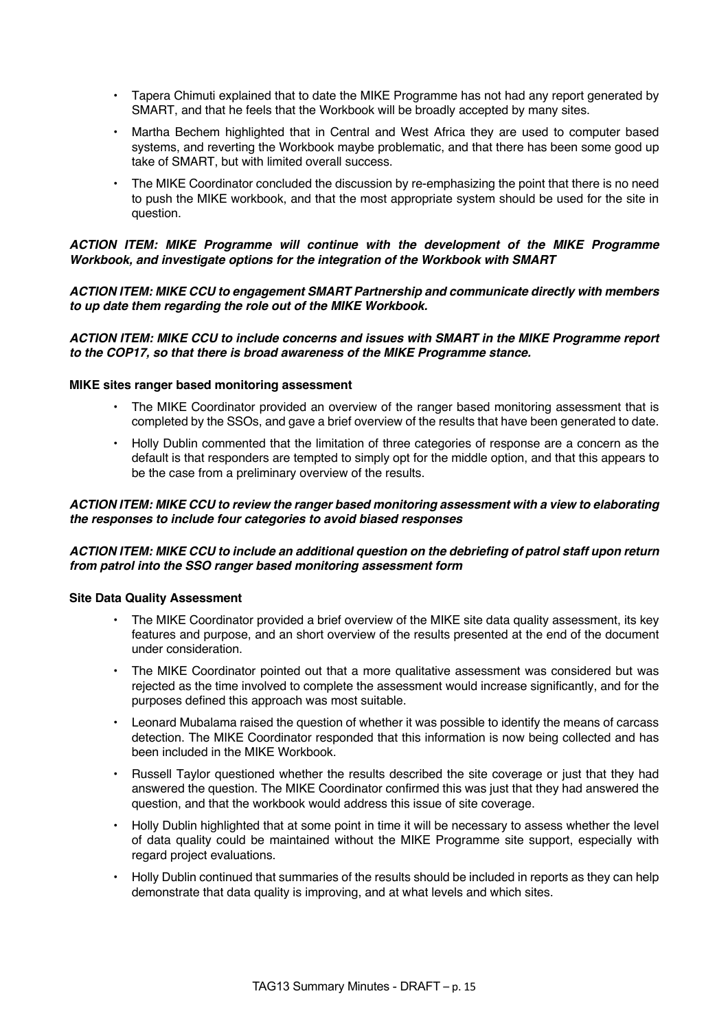- Tapera Chimuti explained that to date the MIKE Programme has not had any report generated by SMART, and that he feels that the Workbook will be broadly accepted by many sites.
- Martha Bechem highlighted that in Central and West Africa they are used to computer based systems, and reverting the Workbook maybe problematic, and that there has been some good up take of SMART, but with limited overall success.
- The MIKE Coordinator concluded the discussion by re-emphasizing the point that there is no need to push the MIKE workbook, and that the most appropriate system should be used for the site in question.

***ACTION ITEM: MIKE Programme will continue with the development of the MIKE Programme Workbook, and investigate options for the integration of the Workbook with SMART***

***ACTION ITEM: MIKE CCU to engagement SMART Partnership and communicate directly with members to up date them regarding the role out of the MIKE Workbook.***

***ACTION ITEM: MIKE CCU to include concerns and issues with SMART in the MIKE Programme report to the COP17, so that there is broad awareness of the MIKE Programme stance.***

**MIKE sites ranger based monitoring assessment**

- The MIKE Coordinator provided an overview of the ranger based monitoring assessment that is completed by the SSOs, and gave a brief overview of the results that have been generated to date.
- Holly Dublin commented that the limitation of three categories of response are a concern as the default is that responders are tempted to simply opt for the middle option, and that this appears to be the case from a preliminary overview of the results.

***ACTION ITEM: MIKE CCU to review the ranger based monitoring assessment with a view to elaborating the responses to include four categories to avoid biased responses***

***ACTION ITEM: MIKE CCU to include an additional question on the debriefing of patrol staff upon return from patrol into the SSO ranger based monitoring assessment form***

**Site Data Quality Assessment**

- The MIKE Coordinator provided a brief overview of the MIKE site data quality assessment, its key features and purpose, and an short overview of the results presented at the end of the document under consideration.
- The MIKE Coordinator pointed out that a more qualitative assessment was considered but was rejected as the time involved to complete the assessment would increase significantly, and for the purposes defined this approach was most suitable.
- Leonard Mubalama raised the question of whether it was possible to identify the means of carcass detection. The MIKE Coordinator responded that this information is now being collected and has been included in the MIKE Workbook.
- Russell Taylor questioned whether the results described the site coverage or just that they had answered the question. The MIKE Coordinator confirmed this was just that they had answered the question, and that the workbook would address this issue of site coverage.
- Holly Dublin highlighted that at some point in time it will be necessary to assess whether the level of data quality could be maintained without the MIKE Programme site support, especially with regard project evaluations.
- Holly Dublin continued that summaries of the results should be included in reports as they can help demonstrate that data quality is improving, and at what levels and which sites.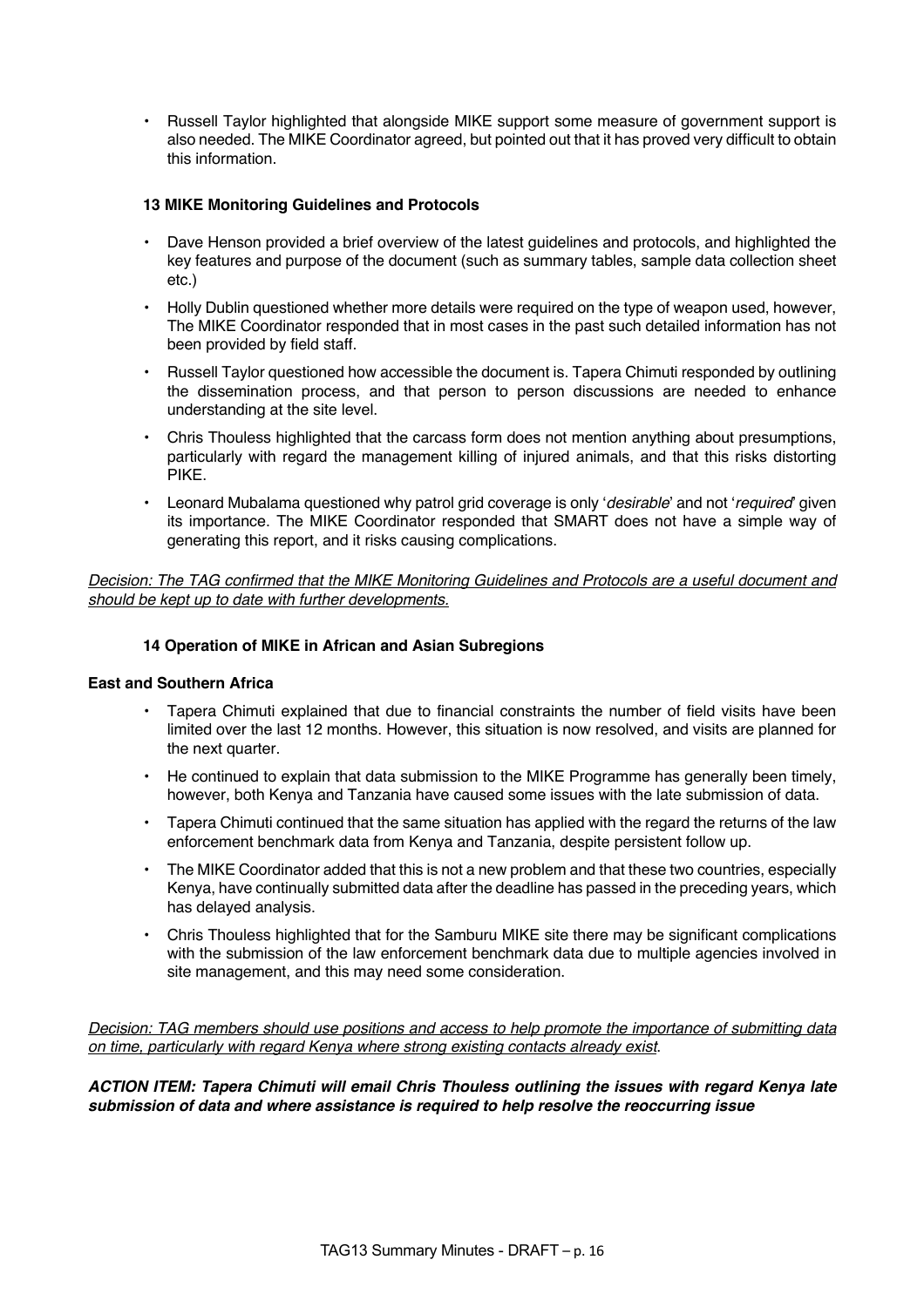- Russell Taylor highlighted that alongside MIKE support some measure of government support is also needed. The MIKE Coordinator agreed, but pointed out that it has proved very difficult to obtain this information.

### 13 MIKE Monitoring Guidelines and Protocols

- Dave Henson provided a brief overview of the latest guidelines and protocols, and highlighted the key features and purpose of the document (such as summary tables, sample data collection sheet etc.)
- Holly Dublin questioned whether more details were required on the type of weapon used, however, The MIKE Coordinator responded that in most cases in the past such detailed information has not been provided by field staff.
- Russell Taylor questioned how accessible the document is. Tapera Chimuti responded by outlining the dissemination process, and that person to person discussions are needed to enhance understanding at the site level.
- Chris Thouless highlighted that the carcass form does not mention anything about presumptions, particularly with regard the management killing of injured animals, and that this risks distorting PIKE.
- Leonard Mubalama questioned why patrol grid coverage is only '*desirable*' and not '*required*' given its importance. The MIKE Coordinator responded that SMART does not have a simple way of generating this report, and it risks causing complications.

*Decision: The TAG confirmed that the MIKE Monitoring Guidelines and Protocols are a useful document and should be kept up to date with further developments.*

### 14 Operation of MIKE in African and Asian Subregions

**East and Southern Africa**

- Tapera Chimuti explained that due to financial constraints the number of field visits have been limited over the last 12 months. However, this situation is now resolved, and visits are planned for the next quarter.
- He continued to explain that data submission to the MIKE Programme has generally been timely, however, both Kenya and Tanzania have caused some issues with the late submission of data.
- Tapera Chimuti continued that the same situation has applied with the regard the returns of the law enforcement benchmark data from Kenya and Tanzania, despite persistent follow up.
- The MIKE Coordinator added that this is not a new problem and that these two countries, especially Kenya, have continually submitted data after the deadline has passed in the preceding years, which has delayed analysis.
- Chris Thouless highlighted that for the Samburu MIKE site there may be significant complications with the submission of the law enforcement benchmark data due to multiple agencies involved in site management, and this may need some consideration.

*Decision: TAG members should use positions and access to help promote the importance of submitting data on time, particularly with regard Kenya where strong existing contacts already exist.*

***ACTION ITEM: Tapera Chimuti will email Chris Thouless outlining the issues with regard Kenya late submission of data and where assistance is required to help resolve the reoccurring issue***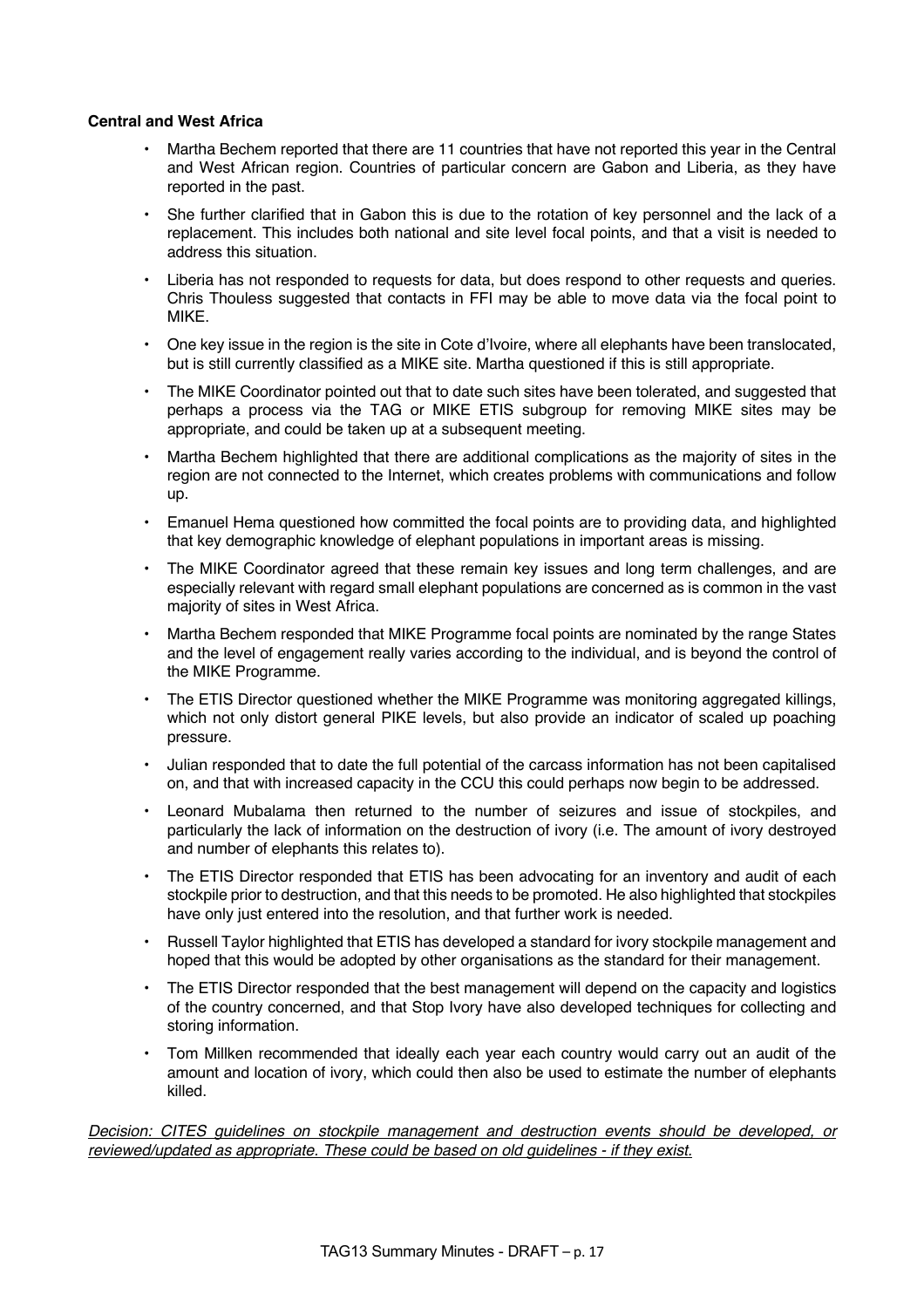**Central and West Africa**

- Martha Bechem reported that there are 11 countries that have not reported this year in the Central and West African region. Countries of particular concern are Gabon and Liberia, as they have reported in the past.
- She further clarified that in Gabon this is due to the rotation of key personnel and the lack of a replacement. This includes both national and site level focal points, and that a visit is needed to address this situation.
- Liberia has not responded to requests for data, but does respond to other requests and queries. Chris Thouless suggested that contacts in FFI may be able to move data via the focal point to MIKE.
- One key issue in the region is the site in Cote d'Ivoire, where all elephants have been translocated, but is still currently classified as a MIKE site. Martha questioned if this is still appropriate.
- The MIKE Coordinator pointed out that to date such sites have been tolerated, and suggested that perhaps a process via the TAG or MIKE ETIS subgroup for removing MIKE sites may be appropriate, and could be taken up at a subsequent meeting.
- Martha Bechem highlighted that there are additional complications as the majority of sites in the region are not connected to the Internet, which creates problems with communications and follow up.
- Emanuel Hema questioned how committed the focal points are to providing data, and highlighted that key demographic knowledge of elephant populations in important areas is missing.
- The MIKE Coordinator agreed that these remain key issues and long term challenges, and are especially relevant with regard small elephant populations are concerned as is common in the vast majority of sites in West Africa.
- Martha Bechem responded that MIKE Programme focal points are nominated by the range States and the level of engagement really varies according to the individual, and is beyond the control of the MIKE Programme.
- The ETIS Director questioned whether the MIKE Programme was monitoring aggregated killings, which not only distort general PIKE levels, but also provide an indicator of scaled up poaching pressure.
- Julian responded that to date the full potential of the carcass information has not been capitalised on, and that with increased capacity in the CCU this could perhaps now begin to be addressed.
- Leonard Mubalama then returned to the number of seizures and issue of stockpiles, and particularly the lack of information on the destruction of ivory (i.e. The amount of ivory destroyed and number of elephants this relates to).
- The ETIS Director responded that ETIS has been advocating for an inventory and audit of each stockpile prior to destruction, and that this needs to be promoted. He also highlighted that stockpiles have only just entered into the resolution, and that further work is needed.
- Russell Taylor highlighted that ETIS has developed a standard for ivory stockpile management and hoped that this would be adopted by other organisations as the standard for their management.
- The ETIS Director responded that the best management will depend on the capacity and logistics of the country concerned, and that Stop Ivory have also developed techniques for collecting and storing information.
- Tom Millken recommended that ideally each year each country would carry out an audit of the amount and location of ivory, which could then also be used to estimate the number of elephants killed.

<u>*Decision: CITES guidelines on stockpile management and destruction events should be developed, or reviewed/updated as appropriate. These could be based on old guidelines - if they exist.*</u>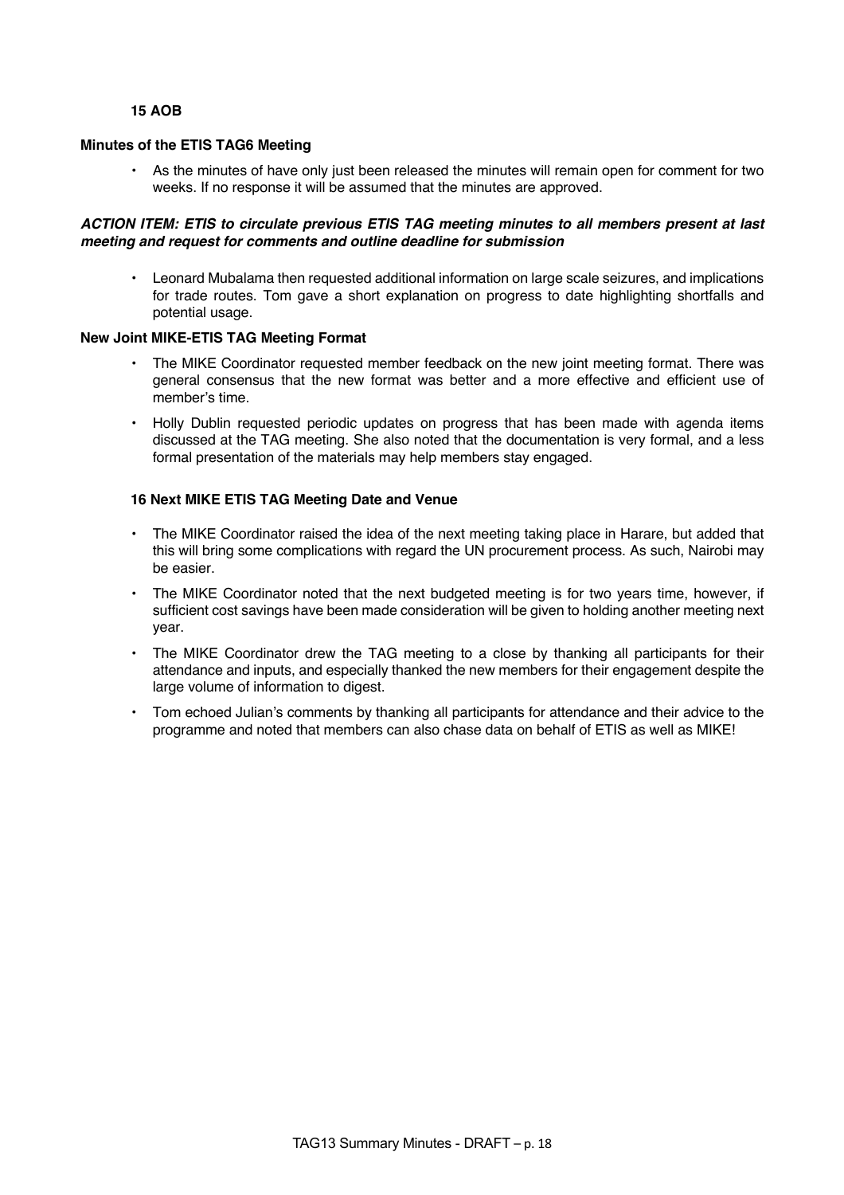## 15 AOB

**Minutes of the ETIS TAG6 Meeting**

- As the minutes of have only just been released the minutes will remain open for comment for two weeks. If no response it will be assumed that the minutes are approved.

***ACTION ITEM: ETIS to circulate previous ETIS TAG meeting minutes to all members present at last meeting and request for comments and outline deadline for submission***

- Leonard Mubalama then requested additional information on large scale seizures, and implications for trade routes. Tom gave a short explanation on progress to date highlighting shortfalls and potential usage.

**New Joint MIKE-ETIS TAG Meeting Format**

- The MIKE Coordinator requested member feedback on the new joint meeting format. There was general consensus that the new format was better and a more effective and efficient use of member's time.
- Holly Dublin requested periodic updates on progress that has been made with agenda items discussed at the TAG meeting. She also noted that the documentation is very formal, and a less formal presentation of the materials may help members stay engaged.

## 16 Next MIKE ETIS TAG Meeting Date and Venue

- The MIKE Coordinator raised the idea of the next meeting taking place in Harare, but added that this will bring some complications with regard the UN procurement process. As such, Nairobi may be easier.
- The MIKE Coordinator noted that the next budgeted meeting is for two years time, however, if sufficient cost savings have been made consideration will be given to holding another meeting next year.
- The MIKE Coordinator drew the TAG meeting to a close by thanking all participants for their attendance and inputs, and especially thanked the new members for their engagement despite the large volume of information to digest.
- Tom echoed Julian's comments by thanking all participants for attendance and their advice to the programme and noted that members can also chase data on behalf of ETIS as well as MIKE!